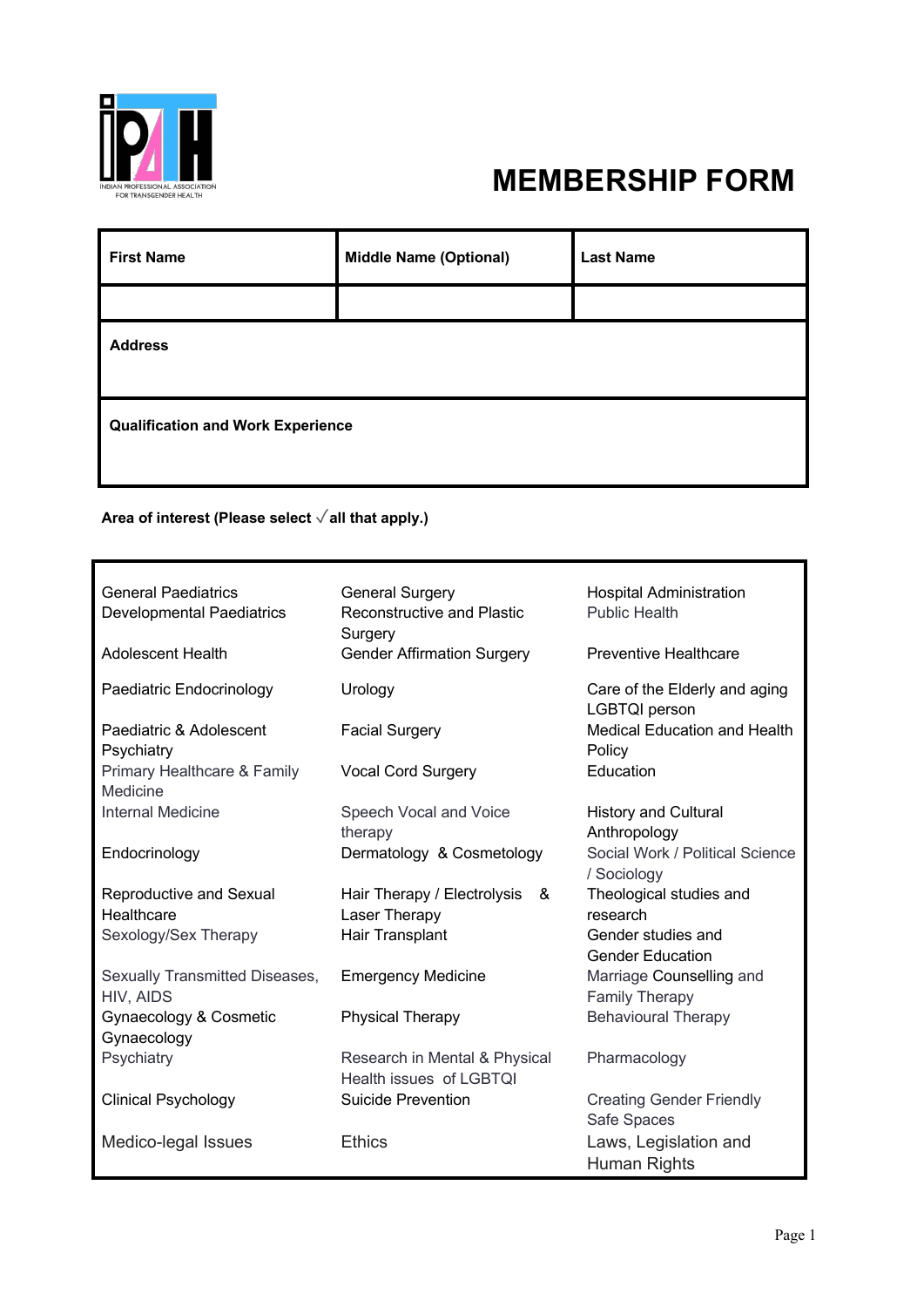# MEMBERSHIP FORM

| First Name | Middle Name (Optional) | Last Name |
|---|---|---|
| | | |
| **Address** | | |
| **Qualification and Work Experience** | | |

**Area of interest (Please select √ all that apply.)**

| | | |
|---|---|---|
| General Paediatrics | General Surgery | Hospital Administration |
| Developmental Paediatrics | Reconstructive and Plastic Surgery | Public Health |
| Adolescent Health | Gender Affirmation Surgery | Preventive Healthcare |
| Paediatric Endocrinology | Urology | Care of the Elderly and aging LGBTQI person |
| Paediatric & Adolescent Psychiatry | Facial Surgery | Medical Education and Health Policy |
| Primary Healthcare & Family Medicine | Vocal Cord Surgery | Education |
| Internal Medicine | Speech Vocal and Voice therapy | History and Cultural Anthropology |
| Endocrinology | Dermatology & Cosmetology | Social Work / Political Science / Sociology |
| Reproductive and Sexual Healthcare | Hair Therapy / Electrolysis & Laser Therapy | Theological studies and research |
| Sexology/Sex Therapy | Hair Transplant | Gender studies and Gender Education |
| Sexually Transmitted Diseases, HIV, AIDS | Emergency Medicine | Marriage Counselling and Family Therapy |
| Gynaecology & Cosmetic Gynaecology | Physical Therapy | Behavioural Therapy |
| Psychiatry | Research in Mental & Physical Health issues of LGBTQI | Pharmacology |
| Clinical Psychology | Suicide Prevention | Creating Gender Friendly Safe Spaces |
| Medico-legal Issues | Ethics | Laws, Legislation and Human Rights |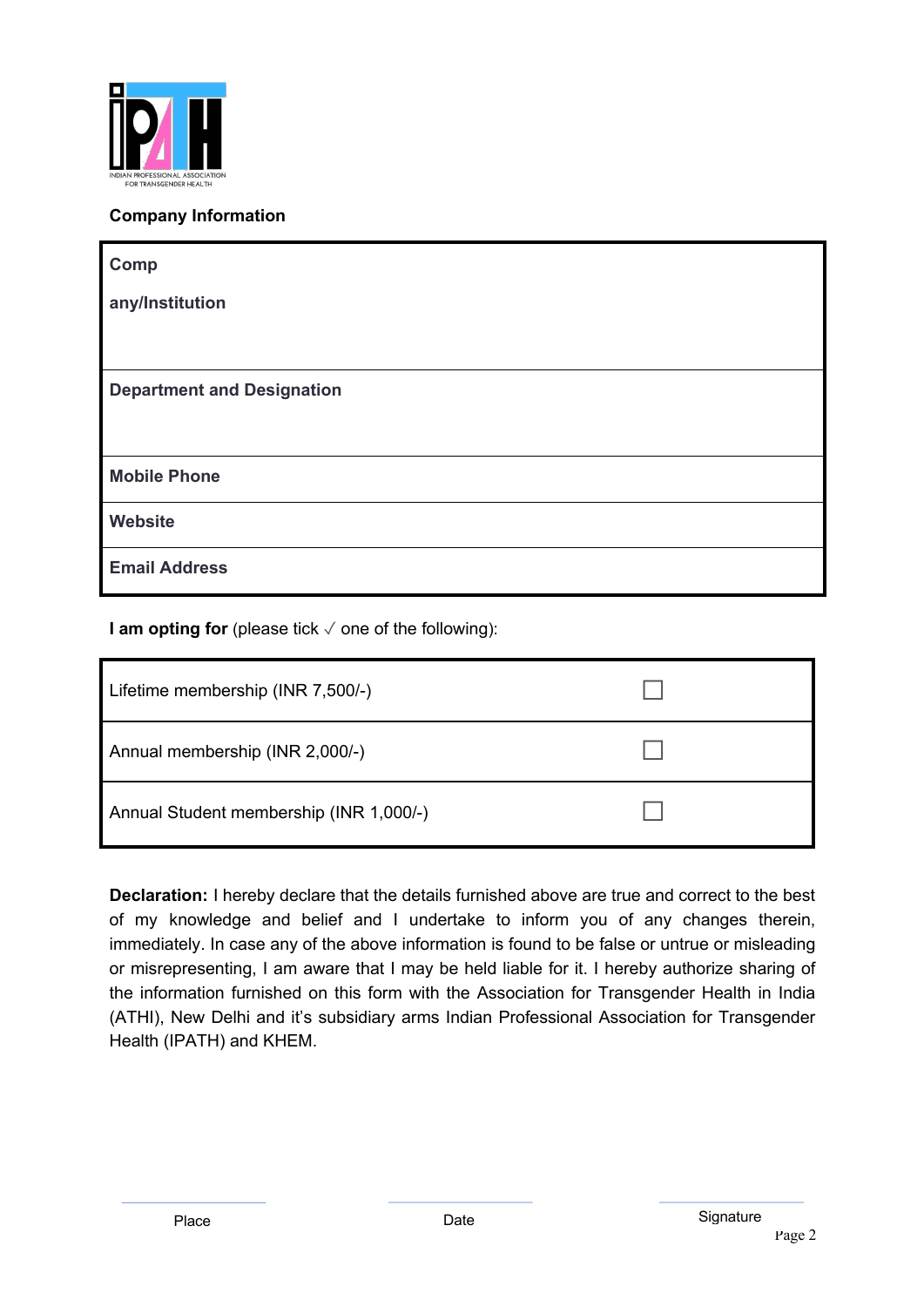**Company Information**

| | |
|---|---|
| **Comp any/Institution** | |
| **Department and Designation** | |
| **Mobile Phone** | |
| **Website** | |
| **Email Address** | |

**I am opting for** (please tick ✓ one of the following):

| | |
|---|---|
| Lifetime membership (INR 7,500/-) | ☐ |
| Annual membership (INR 2,000/-) | ☐ |
| Annual Student membership (INR 1,000/-) | ☐ |

**Declaration:** I hereby declare that the details furnished above are true and correct to the best of my knowledge and belief and I undertake to inform you of any changes therein, immediately. In case any of the above information is found to be false or untrue or misleading or misrepresenting, I am aware that I may be held liable for it. I hereby authorize sharing of the information furnished on this form with the Association for Transgender Health in India (ATHI), New Delhi and it's subsidiary arms Indian Professional Association for Transgender Health (IPATH) and KHEM.

Place                Date                Signature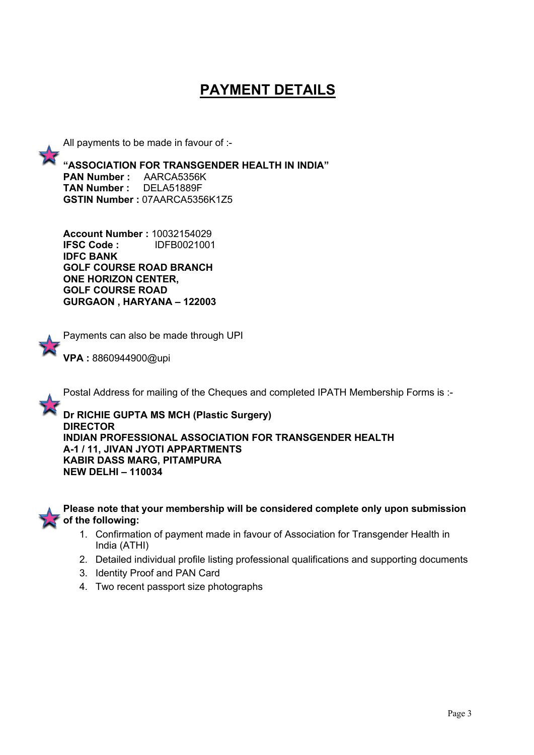# PAYMENT DETAILS

All payments to be made in favour of :-

**"ASSOCIATION FOR TRANSGENDER HEALTH IN INDIA"**
**PAN Number :** AARCA5356K
**TAN Number :** DELA51889F
**GSTIN Number :** 07AARCA5356K1Z5

**Account Number :** 10032154029
**IFSC Code :** IDFB0021001
**IDFC BANK**
**GOLF COURSE ROAD BRANCH**
**ONE HORIZON CENTER,**
**GOLF COURSE ROAD**
**GURGAON , HARYANA – 122003**

Payments can also be made through UPI

**VPA :** 8860944900@upi

Postal Address for mailing of the Cheques and completed IPATH Membership Forms is :-

**Dr RICHIE GUPTA MS MCH (Plastic Surgery)**
**DIRECTOR**
**INDIAN PROFESSIONAL ASSOCIATION FOR TRANSGENDER HEALTH**
**A-1 / 11, JIVAN JYOTI APPARTMENTS**
**KABIR DASS MARG, PITAMPURA**
**NEW DELHI – 110034**

**Please note that your membership will be considered complete only upon submission of the following:**

1. Confirmation of payment made in favour of Association for Transgender Health in India (ATHI)
2. Detailed individual profile listing professional qualifications and supporting documents
3. Identity Proof and PAN Card
4. Two recent passport size photographs